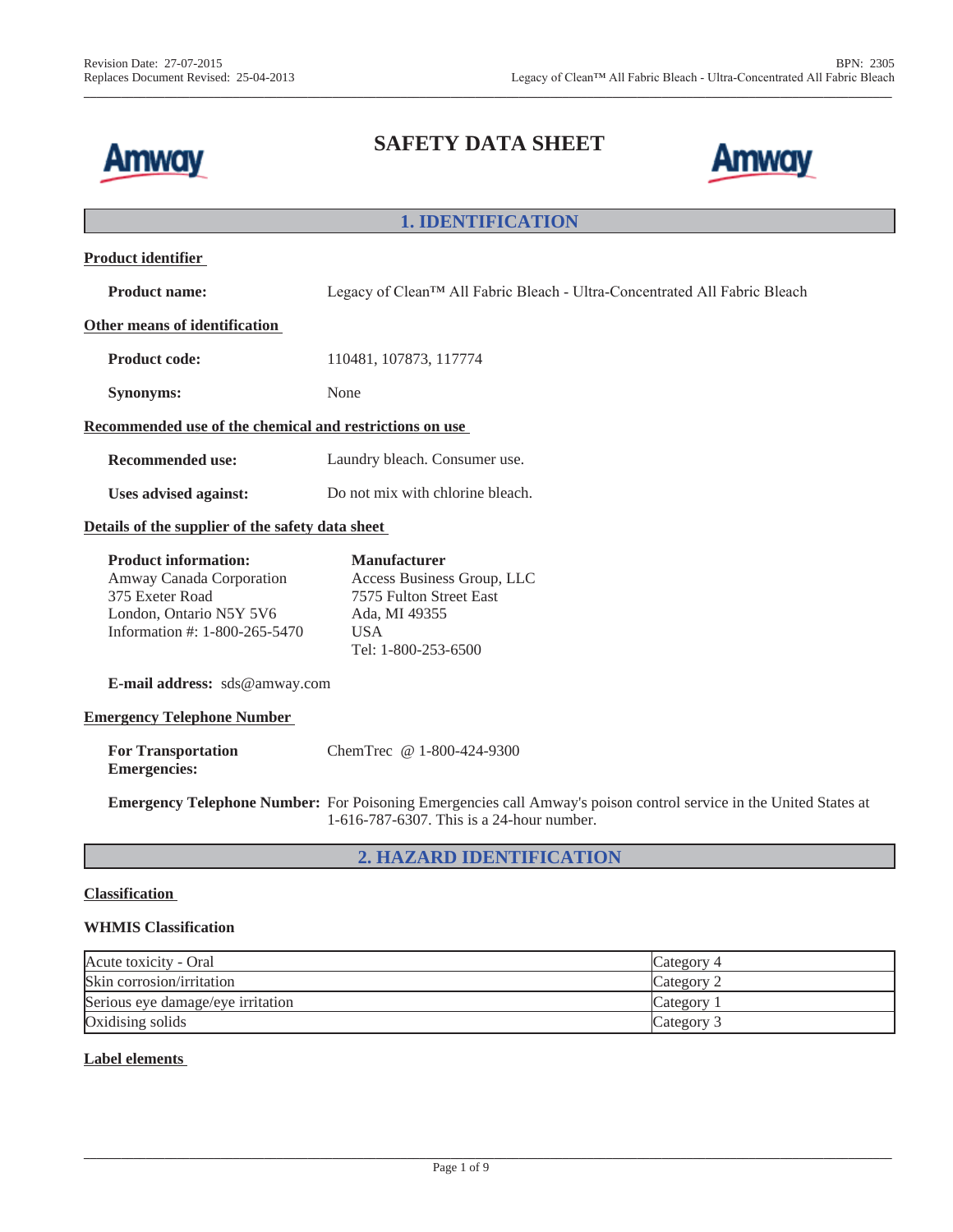# SAFETY DATA SHEET

## 1. IDENTIFICATION

**Product identifier**

**Product name:** Legacy of Clean™ All Fabric Bleach - Ultra-Concentrated All Fabric Bleach

**Other means of identification**

**Product code:** 110481, 107873, 117774

**Synonyms:** None

**Recommended use of the chemical and restrictions on use**

**Recommended use:** Laundry bleach. Consumer use.

**Uses advised against:** Do not mix with chlorine bleach.

**Details of the supplier of the safety data sheet**

**Product information:**
Amway Canada Corporation
375 Exeter Road
London, Ontario N5Y 5V6
Information #: 1-800-265-5470

**Manufacturer**
Access Business Group, LLC
7575 Fulton Street East
Ada, MI 49355
USA
Tel: 1-800-253-6500

**E-mail address:** sds@amway.com

**Emergency Telephone Number**

**For Transportation Emergencies:** ChemTrec @ 1-800-424-9300

**Emergency Telephone Number:** For Poisoning Emergencies call Amway's poison control service in the United States at 1-616-787-6307. This is a 24-hour number.

## 2. HAZARD IDENTIFICATION

**Classification**

### WHMIS Classification

| Hazard | Category |
|---|---|
| Acute toxicity - Oral | Category 4 |
| Skin corrosion/irritation | Category 2 |
| Serious eye damage/eye irritation | Category 1 |
| Oxidising solids | Category 3 |

**Label elements**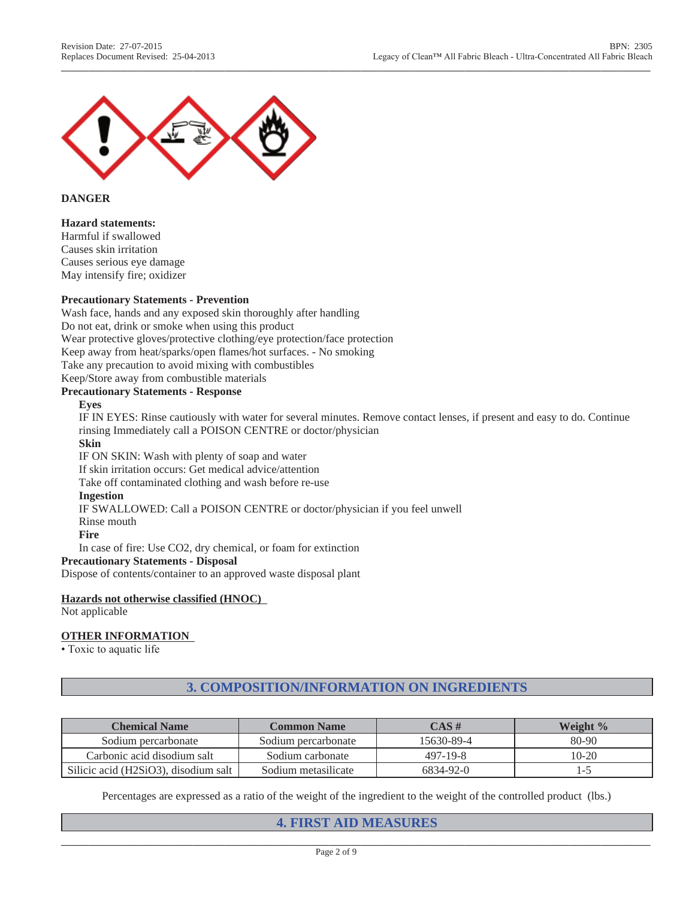**DANGER**

**Hazard statements:**
Harmful if swallowed
Causes skin irritation
Causes serious eye damage
May intensify fire; oxidizer

**Precautionary Statements - Prevention**
Wash face, hands and any exposed skin thoroughly after handling
Do not eat, drink or smoke when using this product
Wear protective gloves/protective clothing/eye protection/face protection
Keep away from heat/sparks/open flames/hot surfaces. - No smoking
Take any precaution to avoid mixing with combustibles
Keep/Store away from combustible materials

**Precautionary Statements - Response**

**Eyes**
IF IN EYES: Rinse cautiously with water for several minutes. Remove contact lenses, if present and easy to do. Continue rinsing Immediately call a POISON CENTRE or doctor/physician

**Skin**
IF ON SKIN: Wash with plenty of soap and water
If skin irritation occurs: Get medical advice/attention
Take off contaminated clothing and wash before re-use

**Ingestion**
IF SWALLOWED: Call a POISON CENTRE or doctor/physician if you feel unwell
Rinse mouth

**Fire**
In case of fire: Use CO2, dry chemical, or foam for extinction

**Precautionary Statements - Disposal**
Dispose of contents/container to an approved waste disposal plant

**Hazards not otherwise classified (HNOC)**
Not applicable

**OTHER INFORMATION**
• Toxic to aquatic life

## 3. COMPOSITION/INFORMATION ON INGREDIENTS

| Chemical Name | Common Name | CAS # | Weight % |
|---|---|---|---|
| Sodium percarbonate | Sodium percarbonate | 15630-89-4 | 80-90 |
| Carbonic acid disodium salt | Sodium carbonate | 497-19-8 | 10-20 |
| Silicic acid (H2SiO3), disodium salt | Sodium metasilicate | 6834-92-0 | 1-5 |

Percentages are expressed as a ratio of the weight of the ingredient to the weight of the controlled product (lbs.)

## 4. FIRST AID MEASURES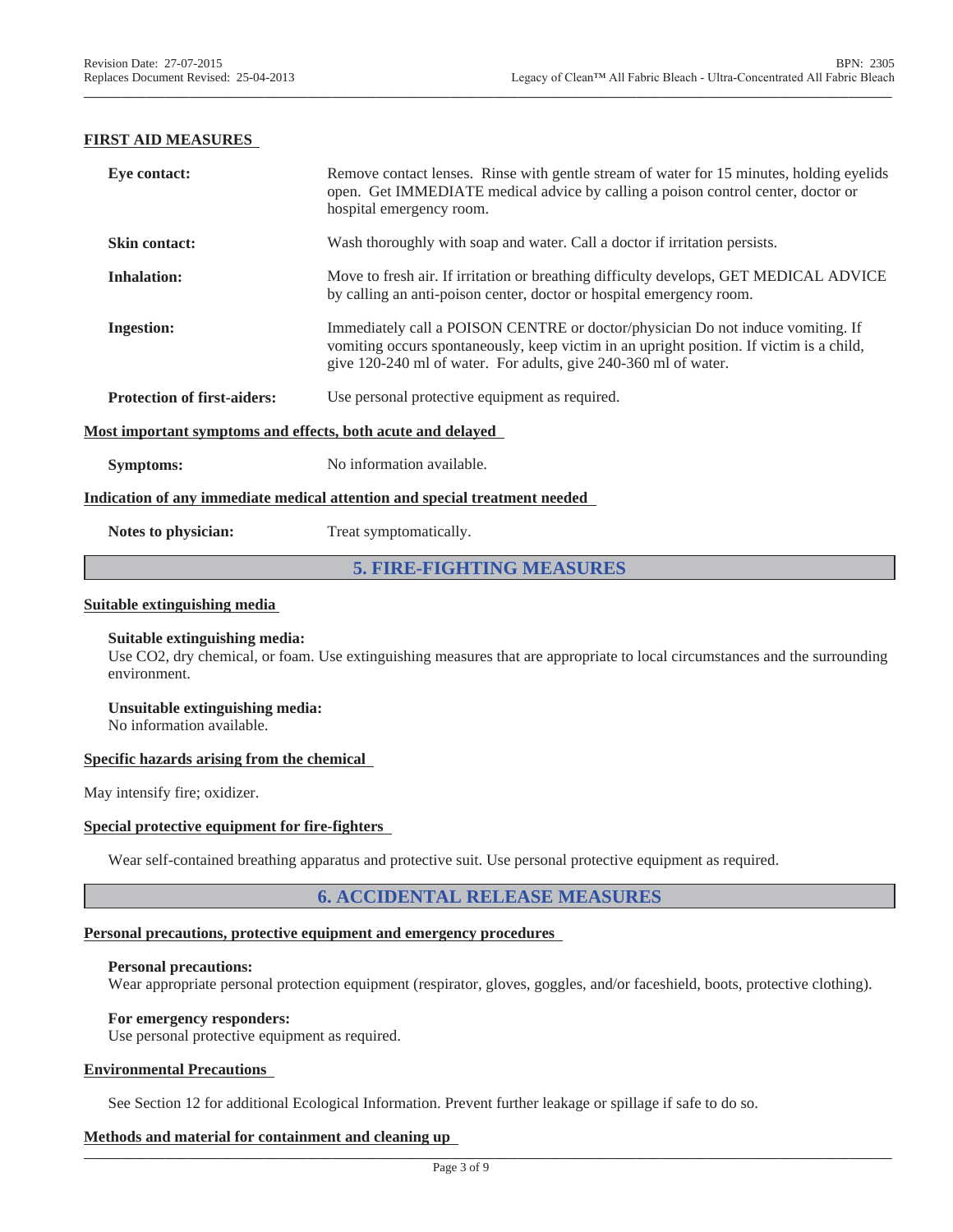## FIRST AID MEASURES

| | |
|---|---|
| **Eye contact:** | Remove contact lenses. Rinse with gentle stream of water for 15 minutes, holding eyelids open. Get IMMEDIATE medical advice by calling a poison control center, doctor or hospital emergency room. |
| **Skin contact:** | Wash thoroughly with soap and water. Call a doctor if irritation persists. |
| **Inhalation:** | Move to fresh air. If irritation or breathing difficulty develops, GET MEDICAL ADVICE by calling an anti-poison center, doctor or hospital emergency room. |
| **Ingestion:** | Immediately call a POISON CENTRE or doctor/physician Do not induce vomiting. If vomiting occurs spontaneously, keep victim in an upright position. If victim is a child, give 120-240 ml of water. For adults, give 240-360 ml of water. |
| **Protection of first-aiders:** | Use personal protective equipment as required. |

## Most important symptoms and effects, both acute and delayed

**Symptoms:** No information available.

## Indication of any immediate medical attention and special treatment needed

**Notes to physician:** Treat symptomatically.

# 5. FIRE-FIGHTING MEASURES

## Suitable extinguishing media

**Suitable extinguishing media:**
Use $CO_2$, dry chemical, or foam. Use extinguishing measures that are appropriate to local circumstances and the surrounding environment.

**Unsuitable extinguishing media:**
No information available.

## Specific hazards arising from the chemical

May intensify fire; oxidizer.

## Special protective equipment for fire-fighters

Wear self-contained breathing apparatus and protective suit. Use personal protective equipment as required.

# 6. ACCIDENTAL RELEASE MEASURES

## Personal precautions, protective equipment and emergency procedures

**Personal precautions:**
Wear appropriate personal protection equipment (respirator, gloves, goggles, and/or faceshield, boots, protective clothing).

**For emergency responders:**
Use personal protective equipment as required.

## Environmental Precautions

See Section 12 for additional Ecological Information. Prevent further leakage or spillage if safe to do so.

## Methods and material for containment and cleaning up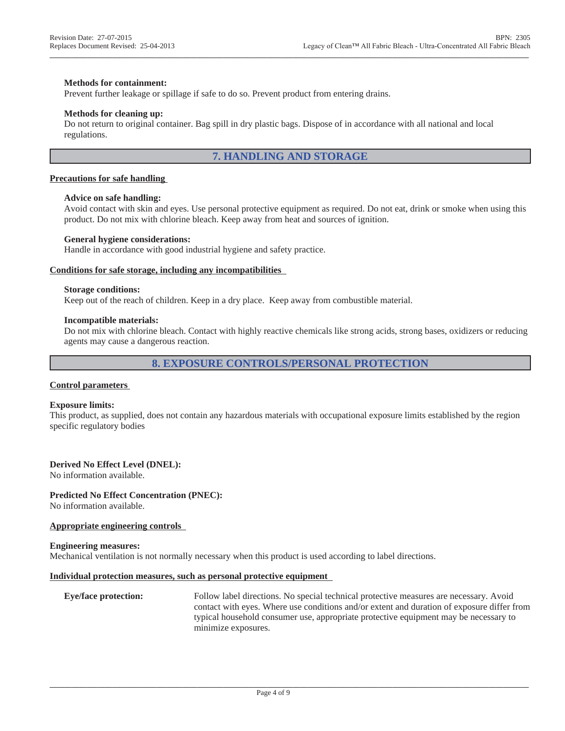**Methods for containment:**
Prevent further leakage or spillage if safe to do so. Prevent product from entering drains.

**Methods for cleaning up:**
Do not return to original container. Bag spill in dry plastic bags. Dispose of in accordance with all national and local regulations.

## 7. HANDLING AND STORAGE

**Precautions for safe handling**

**Advice on safe handling:**
Avoid contact with skin and eyes. Use personal protective equipment as required. Do not eat, drink or smoke when using this product. Do not mix with chlorine bleach. Keep away from heat and sources of ignition.

**General hygiene considerations:**
Handle in accordance with good industrial hygiene and safety practice.

**Conditions for safe storage, including any incompatibilities**

**Storage conditions:**
Keep out of the reach of children. Keep in a dry place. Keep away from combustible material.

**Incompatible materials:**
Do not mix with chlorine bleach. Contact with highly reactive chemicals like strong acids, strong bases, oxidizers or reducing agents may cause a dangerous reaction.

## 8. EXPOSURE CONTROLS/PERSONAL PROTECTION

**Control parameters**

**Exposure limits:**
This product, as supplied, does not contain any hazardous materials with occupational exposure limits established by the region specific regulatory bodies

**Derived No Effect Level (DNEL):**
No information available.

**Predicted No Effect Concentration (PNEC):**
No information available.

**Appropriate engineering controls**

**Engineering measures:**
Mechanical ventilation is not normally necessary when this product is used according to label directions.

**Individual protection measures, such as personal protective equipment**

**Eye/face protection:** Follow label directions. No special technical protective measures are necessary. Avoid contact with eyes. Where use conditions and/or extent and duration of exposure differ from typical household consumer use, appropriate protective equipment may be necessary to minimize exposures.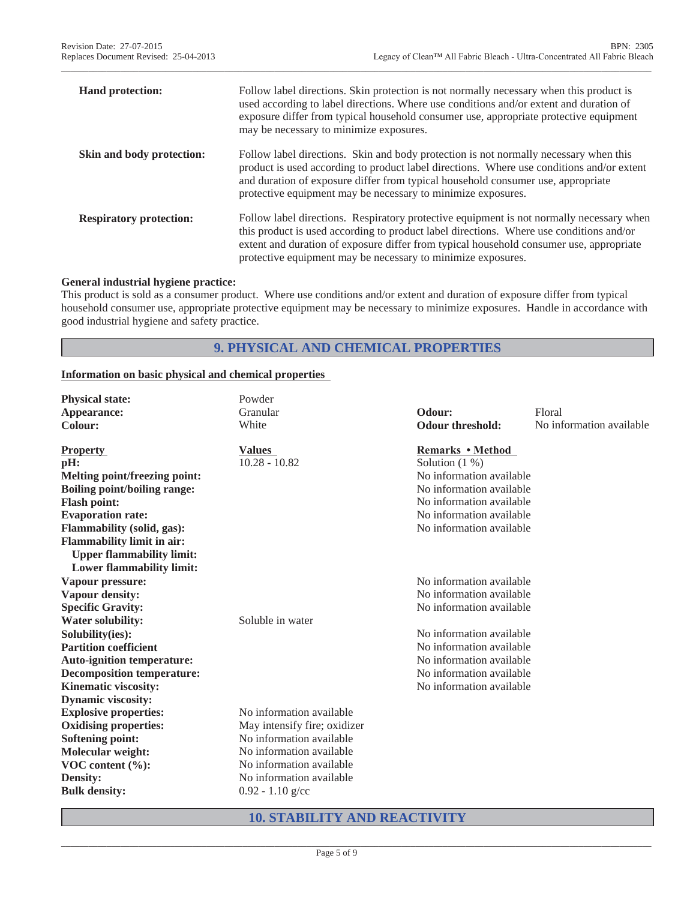| | |
|---|---|
| **Hand protection:** | Follow label directions. Skin protection is not normally necessary when this product is used according to label directions. Where use conditions and/or extent and duration of exposure differ from typical household consumer use, appropriate protective equipment may be necessary to minimize exposures. |
| **Skin and body protection:** | Follow label directions. Skin and body protection is not normally necessary when this product is used according to product label directions. Where use conditions and/or extent and duration of exposure differ from typical household consumer use, appropriate protective equipment may be necessary to minimize exposures. |
| **Respiratory protection:** | Follow label directions. Respiratory protective equipment is not normally necessary when this product is used according to product label directions. Where use conditions and/or extent and duration of exposure differ from typical household consumer use, appropriate protective equipment may be necessary to minimize exposures. |

**General industrial hygiene practice:**
This product is sold as a consumer product. Where use conditions and/or extent and duration of exposure differ from typical household consumer use, appropriate protective equipment may be necessary to minimize exposures. Handle in accordance with good industrial hygiene and safety practice.

## 9. PHYSICAL AND CHEMICAL PROPERTIES

**Information on basic physical and chemical properties**

| | | | |
|---|---|---|---|
| **Physical state:** | Powder | | |
| **Appearance:** | Granular | **Odour:** | Floral |
| **Colour:** | White | **Odour threshold:** | No information available |

| **Property** | **Values** | **Remarks • Method** |
|---|---|---|
| **pH:** | 10.28 - 10.82 | Solution (1 %) |
| **Melting point/freezing point:** | | No information available |
| **Boiling point/boiling range:** | | No information available |
| **Flash point:** | | No information available |
| **Evaporation rate:** | | No information available |
| **Flammability (solid, gas):** | | No information available |
| **Flammability limit in air:** | | |
| **Upper flammability limit:** | | |
| **Lower flammability limit:** | | |
| **Vapour pressure:** | | No information available |
| **Vapour density:** | | No information available |
| **Specific Gravity:** | | No information available |
| **Water solubility:** | Soluble in water | |
| **Solubility(ies):** | | No information available |
| **Partition coefficient** | | No information available |
| **Auto-ignition temperature:** | | No information available |
| **Decomposition temperature:** | | No information available |
| **Kinematic viscosity:** | | No information available |
| **Dynamic viscosity:** | | |
| **Explosive properties:** | No information available | |
| **Oxidising properties:** | May intensify fire; oxidizer | |
| **Softening point:** | No information available | |
| **Molecular weight:** | No information available | |
| **VOC content (%):** | No information available | |
| **Density:** | No information available | |
| **Bulk density:** | 0.92 - 1.10 g/cc | |

## 10. STABILITY AND REACTIVITY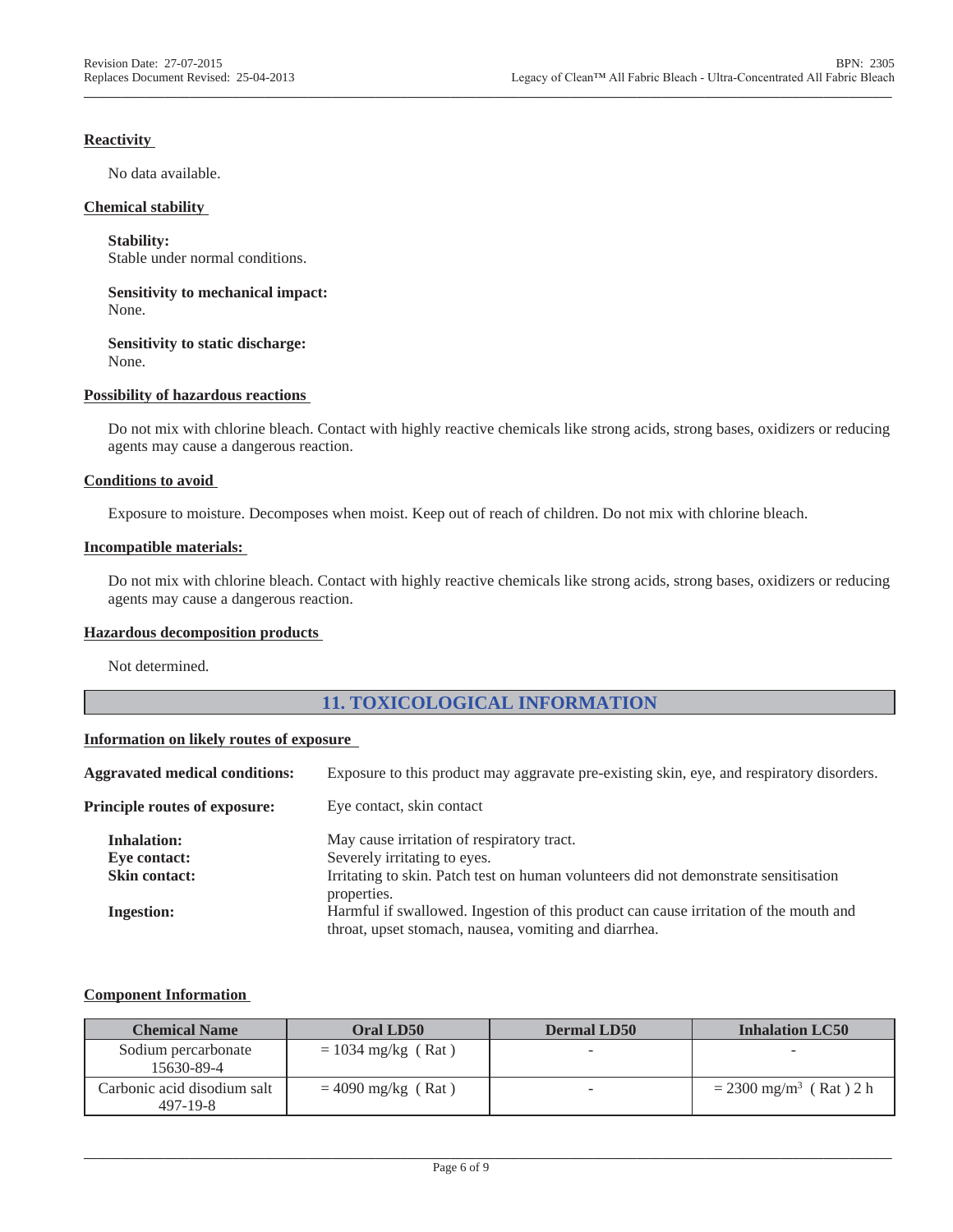**Reactivity**

No data available.

**Chemical stability**

**Stability:**
Stable under normal conditions.

**Sensitivity to mechanical impact:**
None.

**Sensitivity to static discharge:**
None.

**Possibility of hazardous reactions**

Do not mix with chlorine bleach. Contact with highly reactive chemicals like strong acids, strong bases, oxidizers or reducing agents may cause a dangerous reaction.

**Conditions to avoid**

Exposure to moisture. Decomposes when moist. Keep out of reach of children. Do not mix with chlorine bleach.

**Incompatible materials:**

Do not mix with chlorine bleach. Contact with highly reactive chemicals like strong acids, strong bases, oxidizers or reducing agents may cause a dangerous reaction.

**Hazardous decomposition products**

Not determined.

## 11. TOXICOLOGICAL INFORMATION

**Information on likely routes of exposure**

**Aggravated medical conditions:** Exposure to this product may aggravate pre-existing skin, eye, and respiratory disorders.

**Principle routes of exposure:** Eye contact, skin contact

**Inhalation:** May cause irritation of respiratory tract.
**Eye contact:** Severely irritating to eyes.
**Skin contact:** Irritating to skin. Patch test on human volunteers did not demonstrate sensitisation properties.
**Ingestion:** Harmful if swallowed. Ingestion of this product can cause irritation of the mouth and throat, upset stomach, nausea, vomiting and diarrhea.

**Component Information**

| Chemical Name | Oral LD50 | Dermal LD50 | Inhalation LC50 |
|---|---|---|---|
| Sodium percarbonate 15630-89-4 | = 1034 mg/kg ( Rat ) | - | - |
| Carbonic acid disodium salt 497-19-8 | = 4090 mg/kg ( Rat ) | - | = 2300 $mg/m^3$ ( Rat ) 2 h |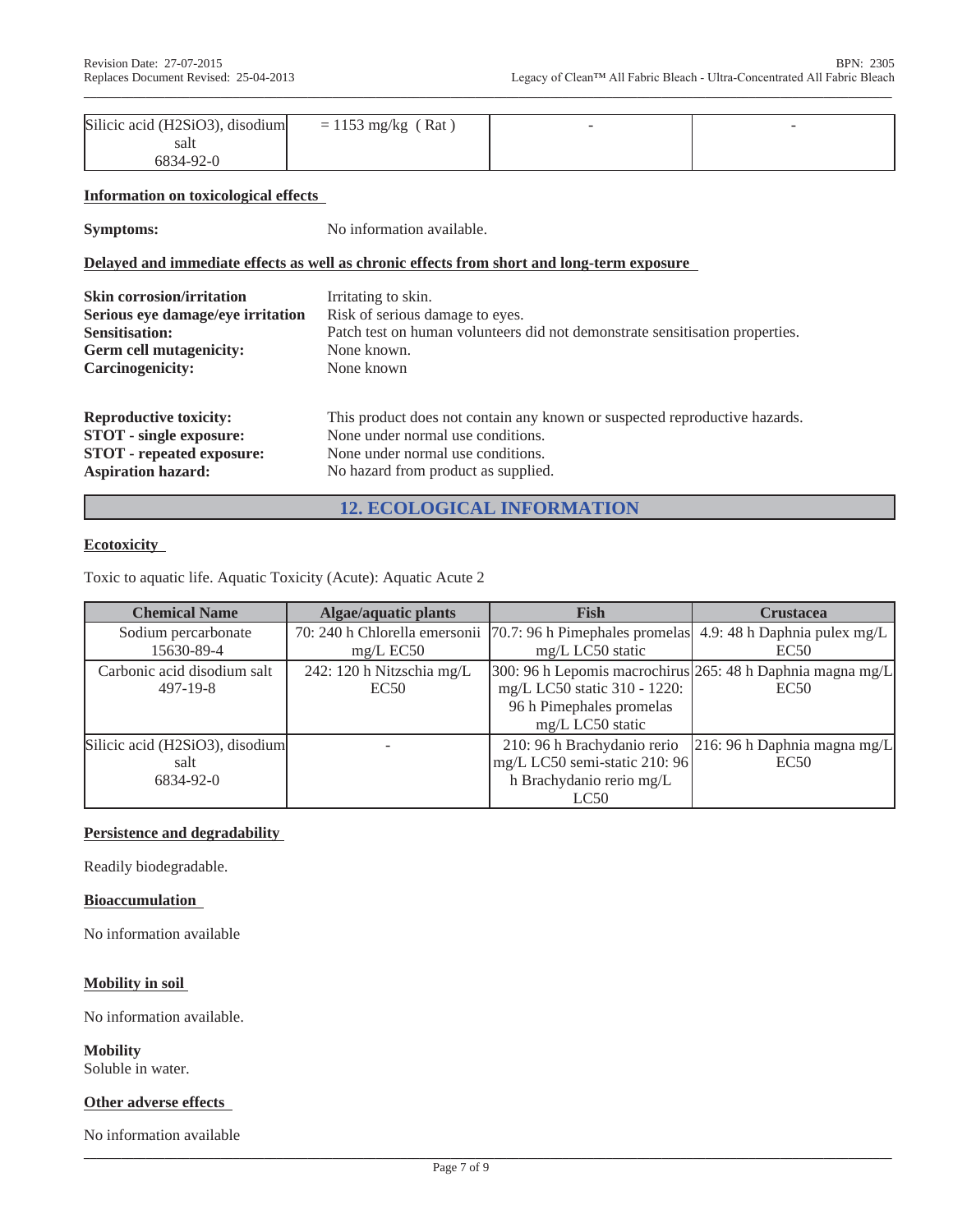| Silicic acid (H2SiO3), disodium salt 6834-92-0 | = 1153 mg/kg ( Rat ) | - | - |
|---|---|---|---|

**Information on toxicological effects**

**Symptoms:** No information available.

**Delayed and immediate effects as well as chronic effects from short and long-term exposure**

**Skin corrosion/irritation** Irritating to skin.
**Serious eye damage/eye irritation** Risk of serious damage to eyes.
**Sensitisation:** Patch test on human volunteers did not demonstrate sensitisation properties.
**Germ cell mutagenicity:** None known.
**Carcinogenicity:** None known

**Reproductive toxicity:** This product does not contain any known or suspected reproductive hazards.
**STOT - single exposure:** None under normal use conditions.
**STOT - repeated exposure:** None under normal use conditions.
**Aspiration hazard:** No hazard from product as supplied.

## 12. ECOLOGICAL INFORMATION

**Ecotoxicity**

Toxic to aquatic life. Aquatic Toxicity (Acute): Aquatic Acute 2

| Chemical Name | Algae/aquatic plants | Fish | Crustacea |
|---|---|---|---|
| Sodium percarbonate 15630-89-4 | 70: 240 h Chlorella emersonii mg/L EC50 | 70.7: 96 h Pimephales promelas mg/L LC50 static | 4.9: 48 h Daphnia pulex mg/L EC50 |
| Carbonic acid disodium salt 497-19-8 | 242: 120 h Nitzschia mg/L EC50 | 300: 96 h Lepomis macrochirus mg/L LC50 static 310 - 1220: 96 h Pimephales promelas mg/L LC50 static | 265: 48 h Daphnia magna mg/L EC50 |
| Silicic acid (H2SiO3), disodium salt 6834-92-0 | - | 210: 96 h Brachydanio rerio mg/L LC50 semi-static 210: 96 h Brachydanio rerio mg/L LC50 | 216: 96 h Daphnia magna mg/L EC50 |

**Persistence and degradability**

Readily biodegradable.

**Bioaccumulation**

No information available

**Mobility in soil**

No information available.

**Mobility**
Soluble in water.

**Other adverse effects**

No information available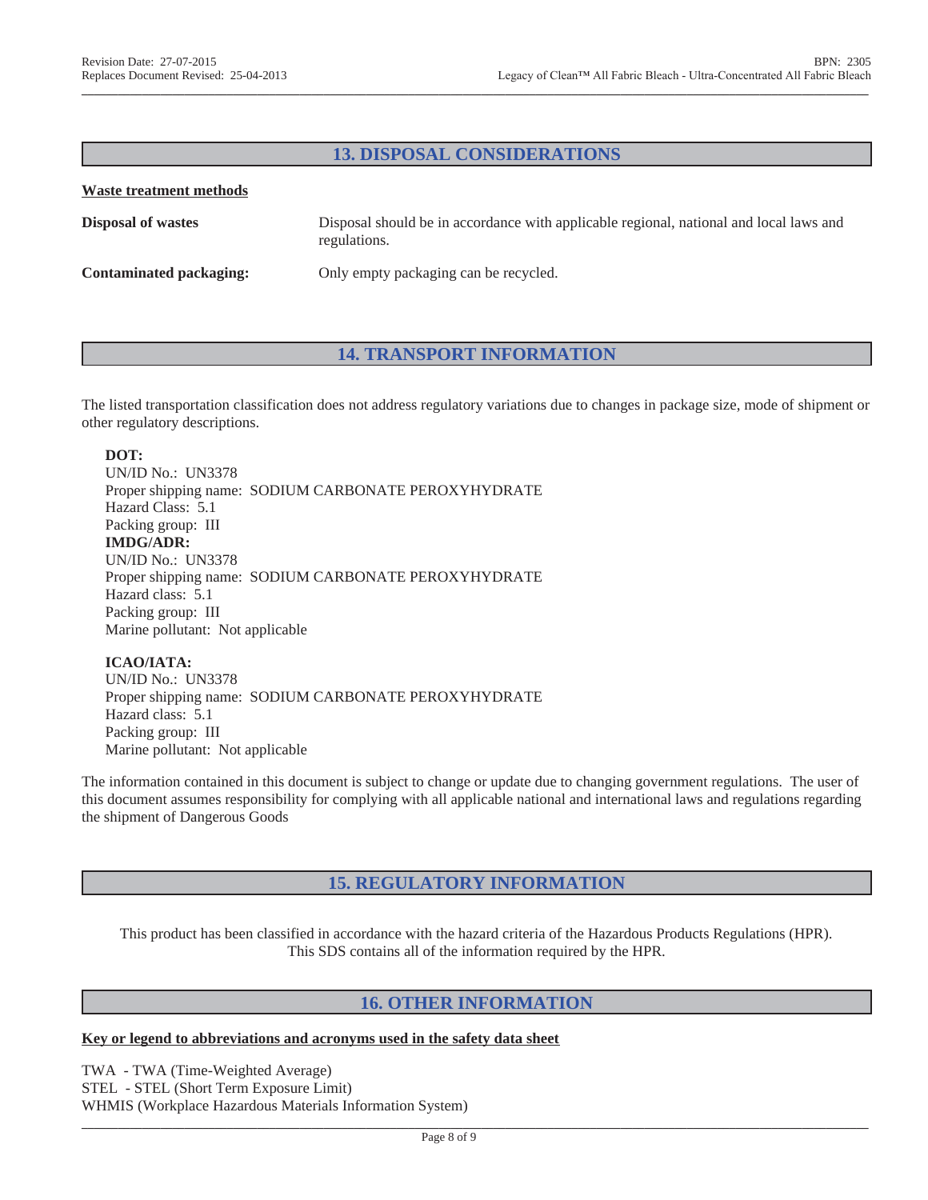## 13. DISPOSAL CONSIDERATIONS

**Waste treatment methods**

**Disposal of wastes** — Disposal should be in accordance with applicable regional, national and local laws and regulations.

**Contaminated packaging:** — Only empty packaging can be recycled.

## 14. TRANSPORT INFORMATION

The listed transportation classification does not address regulatory variations due to changes in package size, mode of shipment or other regulatory descriptions.

**DOT:**
UN/ID No.: UN3378
Proper shipping name: SODIUM CARBONATE PEROXYHYDRATE
Hazard Class: 5.1
Packing group: III

**IMDG/ADR:**
UN/ID No.: UN3378
Proper shipping name: SODIUM CARBONATE PEROXYHYDRATE
Hazard class: 5.1
Packing group: III
Marine pollutant: Not applicable

**ICAO/IATA:**
UN/ID No.: UN3378
Proper shipping name: SODIUM CARBONATE PEROXYHYDRATE
Hazard class: 5.1
Packing group: III
Marine pollutant: Not applicable

The information contained in this document is subject to change or update due to changing government regulations. The user of this document assumes responsibility for complying with all applicable national and international laws and regulations regarding the shipment of Dangerous Goods

## 15. REGULATORY INFORMATION

This product has been classified in accordance with the hazard criteria of the Hazardous Products Regulations (HPR). This SDS contains all of the information required by the HPR.

## 16. OTHER INFORMATION

**Key or legend to abbreviations and acronyms used in the safety data sheet**

TWA - TWA (Time-Weighted Average)
STEL - STEL (Short Term Exposure Limit)
WHMIS (Workplace Hazardous Materials Information System)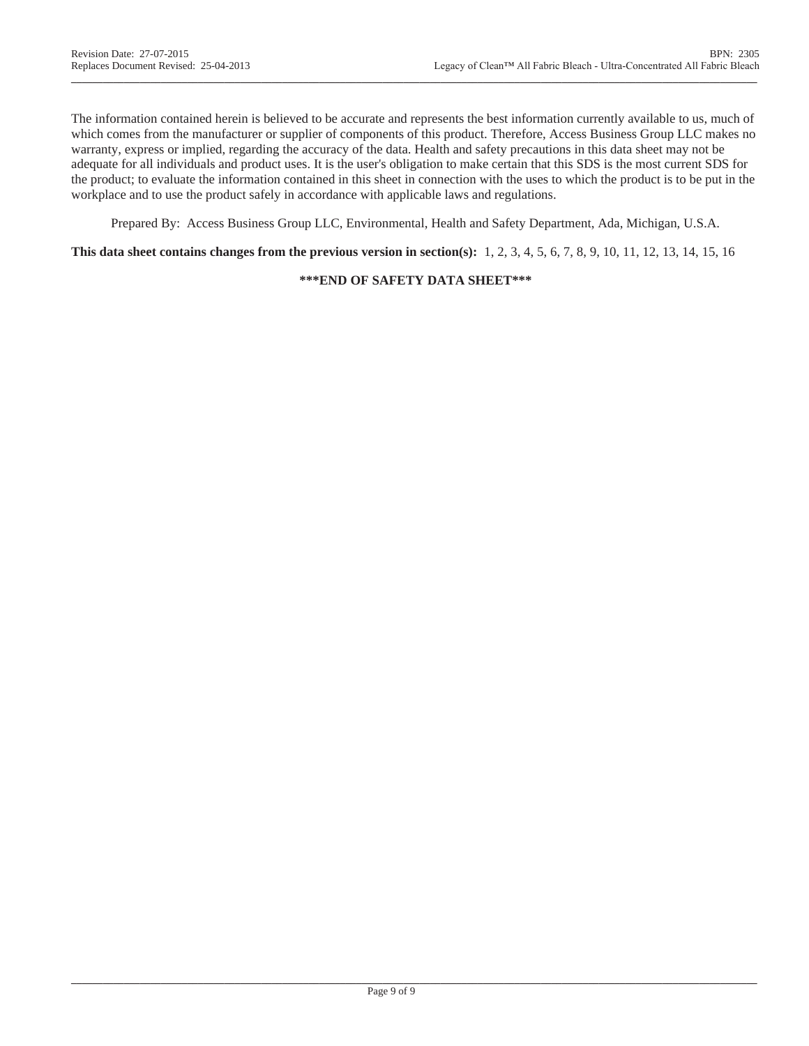The information contained herein is believed to be accurate and represents the best information currently available to us, much of which comes from the manufacturer or supplier of components of this product. Therefore, Access Business Group LLC makes no warranty, express or implied, regarding the accuracy of the data. Health and safety precautions in this data sheet may not be adequate for all individuals and product uses. It is the user's obligation to make certain that this SDS is the most current SDS for the product; to evaluate the information contained in this sheet in connection with the uses to which the product is to be put in the workplace and to use the product safely in accordance with applicable laws and regulations.

Prepared By: Access Business Group LLC, Environmental, Health and Safety Department, Ada, Michigan, U.S.A.

**This data sheet contains changes from the previous version in section(s):** 1, 2, 3, 4, 5, 6, 7, 8, 9, 10, 11, 12, 13, 14, 15, 16

**\*\*\*END OF SAFETY DATA SHEET\*\*\***